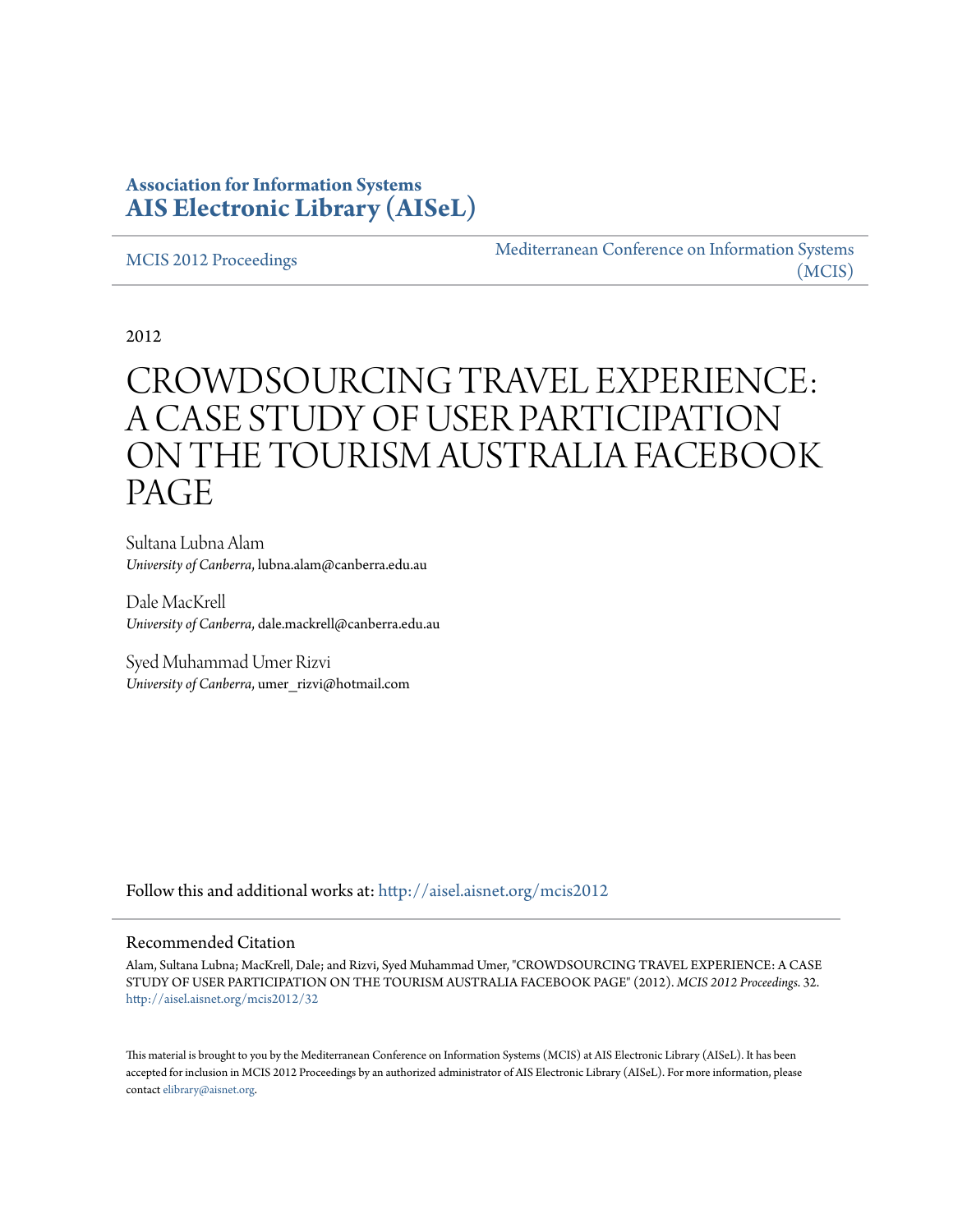**Association for Information Systems**
**AIS Electronic Library (AISeL)**

MCIS 2012 Proceedings

Mediterranean Conference on Information Systems (MCIS)

2012

# CROWDSOURCING TRAVEL EXPERIENCE: A CASE STUDY OF USER PARTICIPATION ON THE TOURISM AUSTRALIA FACEBOOK PAGE

Sultana Lubna Alam
*University of Canberra*, lubna.alam@canberra.edu.au

Dale MacKrell
*University of Canberra*, dale.mackrell@canberra.edu.au

Syed Muhammad Umer Rizvi
*University of Canberra*, umer_rizvi@hotmail.com

Follow this and additional works at: http://aisel.aisnet.org/mcis2012

## Recommended Citation

Alam, Sultana Lubna; MacKrell, Dale; and Rizvi, Syed Muhammad Umer, "CROWDSOURCING TRAVEL EXPERIENCE: A CASE STUDY OF USER PARTICIPATION ON THE TOURISM AUSTRALIA FACEBOOK PAGE" (2012). *MCIS 2012 Proceedings*. 32.
http://aisel.aisnet.org/mcis2012/32

This material is brought to you by the Mediterranean Conference on Information Systems (MCIS) at AIS Electronic Library (AISeL). It has been accepted for inclusion in MCIS 2012 Proceedings by an authorized administrator of AIS Electronic Library (AISeL). For more information, please contact elibrary@aisnet.org.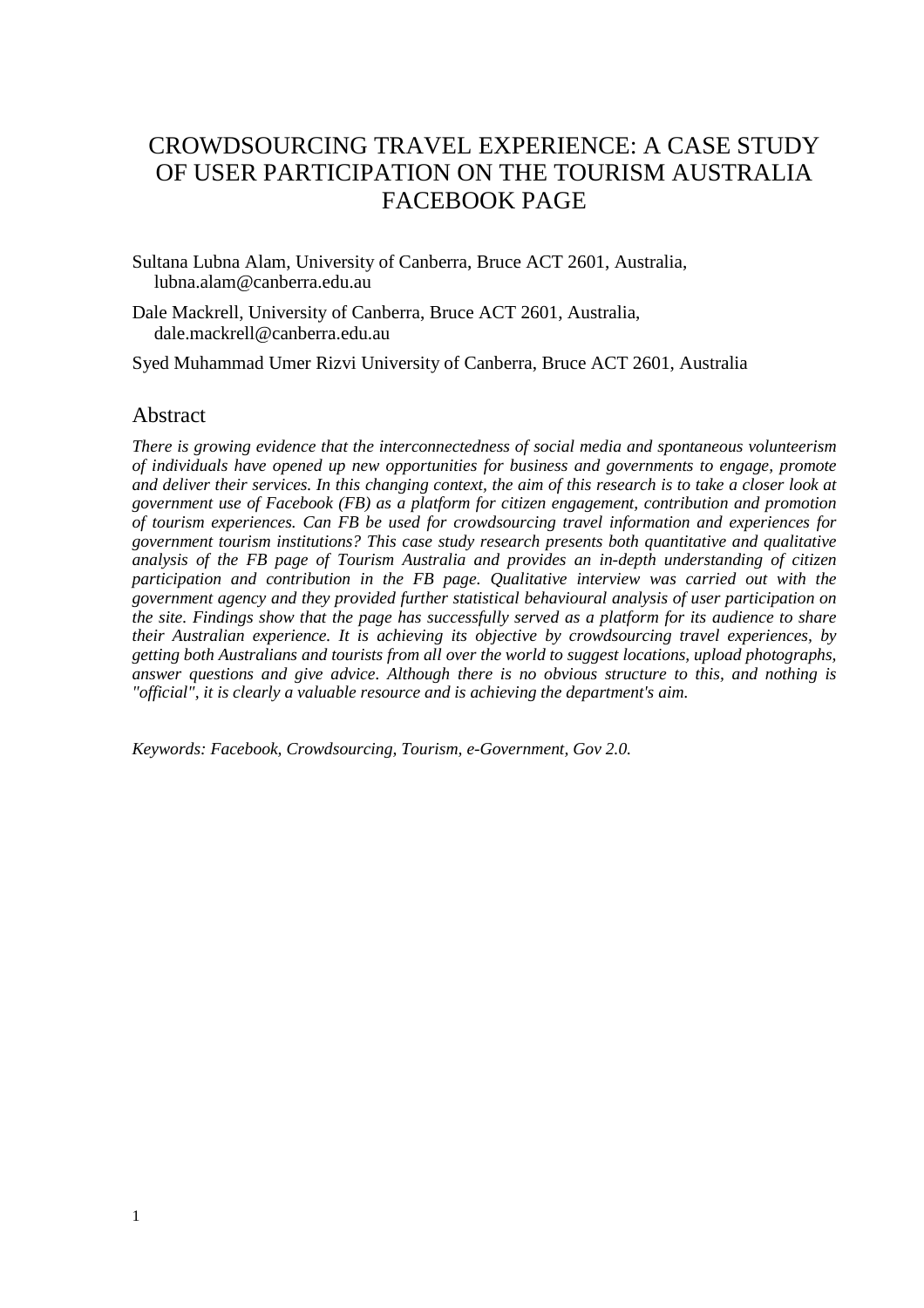# CROWDSOURCING TRAVEL EXPERIENCE: A CASE STUDY OF USER PARTICIPATION ON THE TOURISM AUSTRALIA FACEBOOK PAGE

Sultana Lubna Alam, University of Canberra, Bruce ACT 2601, Australia, lubna.alam@canberra.edu.au

Dale Mackrell, University of Canberra, Bruce ACT 2601, Australia, dale.mackrell@canberra.edu.au

Syed Muhammad Umer Rizvi University of Canberra, Bruce ACT 2601, Australia

## Abstract

*There is growing evidence that the interconnectedness of social media and spontaneous volunteerism of individuals have opened up new opportunities for business and governments to engage, promote and deliver their services. In this changing context, the aim of this research is to take a closer look at government use of Facebook (FB) as a platform for citizen engagement, contribution and promotion of tourism experiences. Can FB be used for crowdsourcing travel information and experiences for government tourism institutions? This case study research presents both quantitative and qualitative analysis of the FB page of Tourism Australia and provides an in-depth understanding of citizen participation and contribution in the FB page. Qualitative interview was carried out with the government agency and they provided further statistical behavioural analysis of user participation on the site. Findings show that the page has successfully served as a platform for its audience to share their Australian experience. It is achieving its objective by crowdsourcing travel experiences, by getting both Australians and tourists from all over the world to suggest locations, upload photographs, answer questions and give advice. Although there is no obvious structure to this, and nothing is "official", it is clearly a valuable resource and is achieving the department's aim.*

*Keywords: Facebook, Crowdsourcing, Tourism, e-Government, Gov 2.0.*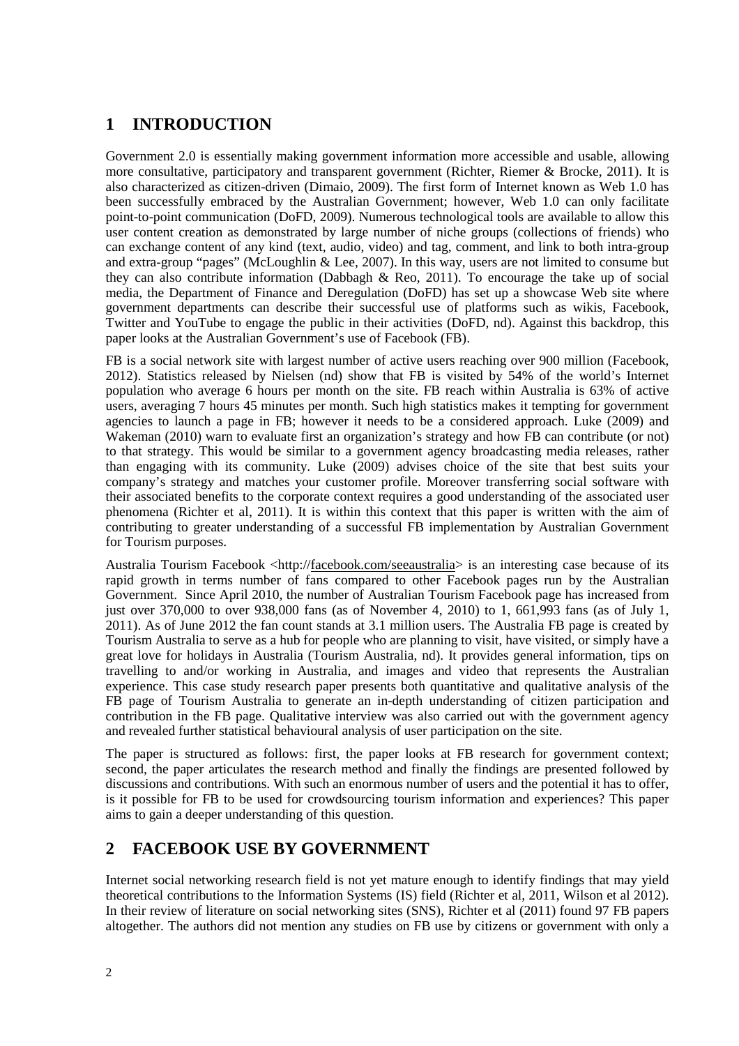## 1 INTRODUCTION

Government 2.0 is essentially making government information more accessible and usable, allowing more consultative, participatory and transparent government (Richter, Riemer & Brocke, 2011). It is also characterized as citizen-driven (Dimaio, 2009). The first form of Internet known as Web 1.0 has been successfully embraced by the Australian Government; however, Web 1.0 can only facilitate point-to-point communication (DoFD, 2009). Numerous technological tools are available to allow this user content creation as demonstrated by large number of niche groups (collections of friends) who can exchange content of any kind (text, audio, video) and tag, comment, and link to both intra-group and extra-group "pages" (McLoughlin & Lee, 2007). In this way, users are not limited to consume but they can also contribute information (Dabbagh & Reo, 2011). To encourage the take up of social media, the Department of Finance and Deregulation (DoFD) has set up a showcase Web site where government departments can describe their successful use of platforms such as wikis, Facebook, Twitter and YouTube to engage the public in their activities (DoFD, nd). Against this backdrop, this paper looks at the Australian Government's use of Facebook (FB).

FB is a social network site with largest number of active users reaching over 900 million (Facebook, 2012). Statistics released by Nielsen (nd) show that FB is visited by 54% of the world's Internet population who average 6 hours per month on the site. FB reach within Australia is 63% of active users, averaging 7 hours 45 minutes per month. Such high statistics makes it tempting for government agencies to launch a page in FB; however it needs to be a considered approach. Luke (2009) and Wakeman (2010) warn to evaluate first an organization's strategy and how FB can contribute (or not) to that strategy. This would be similar to a government agency broadcasting media releases, rather than engaging with its community. Luke (2009) advises choice of the site that best suits your company's strategy and matches your customer profile. Moreover transferring social software with their associated benefits to the corporate context requires a good understanding of the associated user phenomena (Richter et al, 2011). It is within this context that this paper is written with the aim of contributing to greater understanding of a successful FB implementation by Australian Government for Tourism purposes.

Australia Tourism Facebook <http://facebook.com/seeaustralia> is an interesting case because of its rapid growth in terms number of fans compared to other Facebook pages run by the Australian Government. Since April 2010, the number of Australian Tourism Facebook page has increased from just over 370,000 to over 938,000 fans (as of November 4, 2010) to 1, 661,993 fans (as of July 1, 2011). As of June 2012 the fan count stands at 3.1 million users. The Australia FB page is created by Tourism Australia to serve as a hub for people who are planning to visit, have visited, or simply have a great love for holidays in Australia (Tourism Australia, nd). It provides general information, tips on travelling to and/or working in Australia, and images and video that represents the Australian experience. This case study research paper presents both quantitative and qualitative analysis of the FB page of Tourism Australia to generate an in-depth understanding of citizen participation and contribution in the FB page. Qualitative interview was also carried out with the government agency and revealed further statistical behavioural analysis of user participation on the site.

The paper is structured as follows: first, the paper looks at FB research for government context; second, the paper articulates the research method and finally the findings are presented followed by discussions and contributions. With such an enormous number of users and the potential it has to offer, is it possible for FB to be used for crowdsourcing tourism information and experiences? This paper aims to gain a deeper understanding of this question.

## 2 FACEBOOK USE BY GOVERNMENT

Internet social networking research field is not yet mature enough to identify findings that may yield theoretical contributions to the Information Systems (IS) field (Richter et al, 2011, Wilson et al 2012). In their review of literature on social networking sites (SNS), Richter et al (2011) found 97 FB papers altogether. The authors did not mention any studies on FB use by citizens or government with only a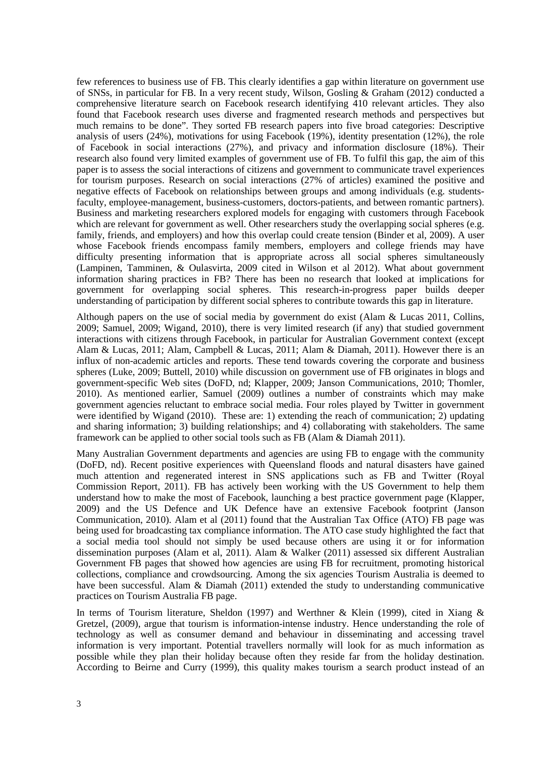few references to business use of FB. This clearly identifies a gap within literature on government use of SNSs, in particular for FB. In a very recent study, Wilson, Gosling & Graham (2012) conducted a comprehensive literature search on Facebook research identifying 410 relevant articles. They also found that Facebook research uses diverse and fragmented research methods and perspectives but much remains to be done". They sorted FB research papers into five broad categories: Descriptive analysis of users (24%), motivations for using Facebook (19%), identity presentation (12%), the role of Facebook in social interactions (27%), and privacy and information disclosure (18%). Their research also found very limited examples of government use of FB. To fulfil this gap, the aim of this paper is to assess the social interactions of citizens and government to communicate travel experiences for tourism purposes. Research on social interactions (27% of articles) examined the positive and negative effects of Facebook on relationships between groups and among individuals (e.g. students-faculty, employee-management, business-customers, doctors-patients, and between romantic partners). Business and marketing researchers explored models for engaging with customers through Facebook which are relevant for government as well. Other researchers study the overlapping social spheres (e.g. family, friends, and employers) and how this overlap could create tension (Binder et al, 2009). A user whose Facebook friends encompass family members, employers and college friends may have difficulty presenting information that is appropriate across all social spheres simultaneously (Lampinen, Tamminen, & Oulasvirta, 2009 cited in Wilson et al 2012). What about government information sharing practices in FB? There has been no research that looked at implications for government for overlapping social spheres. This research-in-progress paper builds deeper understanding of participation by different social spheres to contribute towards this gap in literature.

Although papers on the use of social media by government do exist (Alam & Lucas 2011, Collins, 2009; Samuel, 2009; Wigand, 2010), there is very limited research (if any) that studied government interactions with citizens through Facebook, in particular for Australian Government context (except Alam & Lucas, 2011; Alam, Campbell & Lucas, 2011; Alam & Diamah, 2011). However there is an influx of non-academic articles and reports. These tend towards covering the corporate and business spheres (Luke, 2009; Buttell, 2010) while discussion on government use of FB originates in blogs and government-specific Web sites (DoFD, nd; Klapper, 2009; Janson Communications, 2010; Thomler, 2010). As mentioned earlier, Samuel (2009) outlines a number of constraints which may make government agencies reluctant to embrace social media. Four roles played by Twitter in government were identified by Wigand (2010). These are: 1) extending the reach of communication; 2) updating and sharing information; 3) building relationships; and 4) collaborating with stakeholders. The same framework can be applied to other social tools such as FB (Alam & Diamah 2011).

Many Australian Government departments and agencies are using FB to engage with the community (DoFD, nd). Recent positive experiences with Queensland floods and natural disasters have gained much attention and regenerated interest in SNS applications such as FB and Twitter (Royal Commission Report, 2011). FB has actively been working with the US Government to help them understand how to make the most of Facebook, launching a best practice government page (Klapper, 2009) and the US Defence and UK Defence have an extensive Facebook footprint (Janson Communication, 2010). Alam et al (2011) found that the Australian Tax Office (ATO) FB page was being used for broadcasting tax compliance information. The ATO case study highlighted the fact that a social media tool should not simply be used because others are using it or for information dissemination purposes (Alam et al, 2011). Alam & Walker (2011) assessed six different Australian Government FB pages that showed how agencies are using FB for recruitment, promoting historical collections, compliance and crowdsourcing. Among the six agencies Tourism Australia is deemed to have been successful. Alam & Diamah (2011) extended the study to understanding communicative practices on Tourism Australia FB page.

In terms of Tourism literature, Sheldon (1997) and Werthner & Klein (1999), cited in Xiang & Gretzel, (2009), argue that tourism is information-intense industry. Hence understanding the role of technology as well as consumer demand and behaviour in disseminating and accessing travel information is very important. Potential travellers normally will look for as much information as possible while they plan their holiday because often they reside far from the holiday destination. According to Beirne and Curry (1999), this quality makes tourism a search product instead of an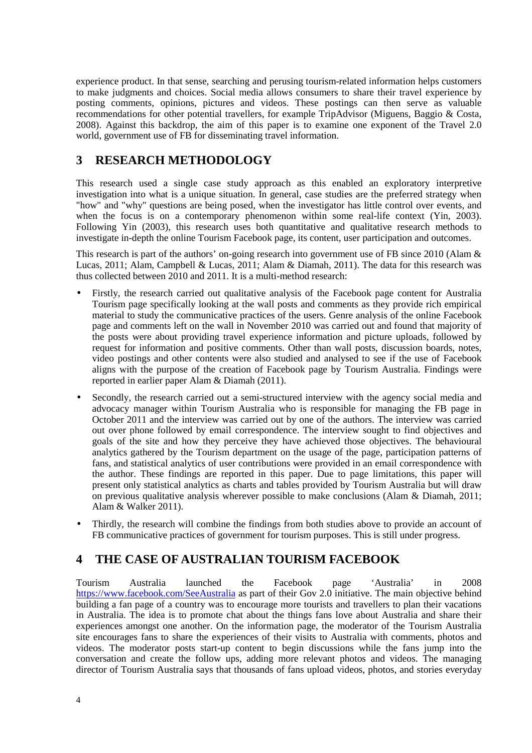experience product. In that sense, searching and perusing tourism-related information helps customers to make judgments and choices. Social media allows consumers to share their travel experience by posting comments, opinions, pictures and videos. These postings can then serve as valuable recommendations for other potential travellers, for example TripAdvisor (Miguens, Baggio & Costa, 2008). Against this backdrop, the aim of this paper is to examine one exponent of the Travel 2.0 world, government use of FB for disseminating travel information.

# 3 RESEARCH METHODOLOGY

This research used a single case study approach as this enabled an exploratory interpretive investigation into what is a unique situation. In general, case studies are the preferred strategy when "how" and "why" questions are being posed, when the investigator has little control over events, and when the focus is on a contemporary phenomenon within some real-life context (Yin, 2003). Following Yin (2003), this research uses both quantitative and qualitative research methods to investigate in-depth the online Tourism Facebook page, its content, user participation and outcomes.

This research is part of the authors' on-going research into government use of FB since 2010 (Alam & Lucas, 2011; Alam, Campbell & Lucas, 2011; Alam & Diamah, 2011). The data for this research was thus collected between 2010 and 2011. It is a multi-method research:

- Firstly, the research carried out qualitative analysis of the Facebook page content for Australia Tourism page specifically looking at the wall posts and comments as they provide rich empirical material to study the communicative practices of the users. Genre analysis of the online Facebook page and comments left on the wall in November 2010 was carried out and found that majority of the posts were about providing travel experience information and picture uploads, followed by request for information and positive comments. Other than wall posts, discussion boards, notes, video postings and other contents were also studied and analysed to see if the use of Facebook aligns with the purpose of the creation of Facebook page by Tourism Australia. Findings were reported in earlier paper Alam & Diamah (2011).
- Secondly, the research carried out a semi-structured interview with the agency social media and advocacy manager within Tourism Australia who is responsible for managing the FB page in October 2011 and the interview was carried out by one of the authors. The interview was carried out over phone followed by email correspondence. The interview sought to find objectives and goals of the site and how they perceive they have achieved those objectives. The behavioural analytics gathered by the Tourism department on the usage of the page, participation patterns of fans, and statistical analytics of user contributions were provided in an email correspondence with the author. These findings are reported in this paper. Due to page limitations, this paper will present only statistical analytics as charts and tables provided by Tourism Australia but will draw on previous qualitative analysis wherever possible to make conclusions (Alam & Diamah, 2011; Alam & Walker 2011).
- Thirdly, the research will combine the findings from both studies above to provide an account of FB communicative practices of government for tourism purposes. This is still under progress.

# 4 THE CASE OF AUSTRALIAN TOURISM FACEBOOK

Tourism Australia launched the Facebook page 'Australia' in 2008 https://www.facebook.com/SeeAustralia as part of their Gov 2.0 initiative. The main objective behind building a fan page of a country was to encourage more tourists and travellers to plan their vacations in Australia. The idea is to promote chat about the things fans love about Australia and share their experiences amongst one another. On the information page, the moderator of the Tourism Australia site encourages fans to share the experiences of their visits to Australia with comments, photos and videos. The moderator posts start-up content to begin discussions while the fans jump into the conversation and create the follow ups, adding more relevant photos and videos. The managing director of Tourism Australia says that thousands of fans upload videos, photos, and stories everyday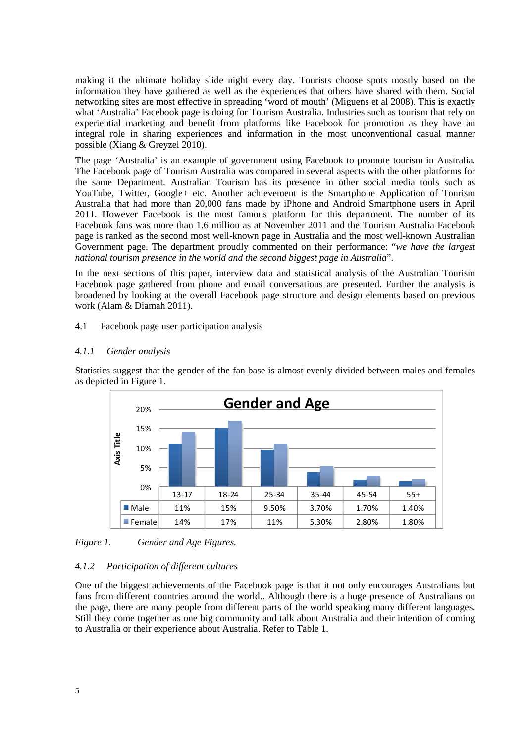making it the ultimate holiday slide night every day. Tourists choose spots mostly based on the information they have gathered as well as the experiences that others have shared with them. Social networking sites are most effective in spreading 'word of mouth' (Miguens et al 2008). This is exactly what 'Australia' Facebook page is doing for Tourism Australia. Industries such as tourism that rely on experiential marketing and benefit from platforms like Facebook for promotion as they have an integral role in sharing experiences and information in the most unconventional casual manner possible (Xiang & Greyzel 2010).

The page 'Australia' is an example of government using Facebook to promote tourism in Australia. The Facebook page of Tourism Australia was compared in several aspects with the other platforms for the same Department. Australian Tourism has its presence in other social media tools such as YouTube, Twitter, Google+ etc. Another achievement is the Smartphone Application of Tourism Australia that had more than 20,000 fans made by iPhone and Android Smartphone users in April 2011. However Facebook is the most famous platform for this department. The number of its Facebook fans was more than 1.6 million as at November 2011 and the Tourism Australia Facebook page is ranked as the second most well-known page in Australia and the most well-known Australian Government page. The department proudly commented on their performance: "*we have the largest national tourism presence in the world and the second biggest page in Australia*".

In the next sections of this paper, interview data and statistical analysis of the Australian Tourism Facebook page gathered from phone and email conversations are presented. Further the analysis is broadened by looking at the overall Facebook page structure and design elements based on previous work (Alam & Diamah 2011).

## 4.1 Facebook page user participation analysis

### *4.1.1 Gender analysis*

Statistics suggest that the gender of the fan base is almost evenly divided between males and females as depicted in Figure 1.

**Gender and Age**

| | 13-17 | 18-24 | 25-34 | 35-44 | 45-54 | 55+ |
|---|---|---|---|---|---|---|
| Male | 11% | 15% | 9.50% | 3.70% | 1.70% | 1.40% |
| Female | 14% | 17% | 11% | 5.30% | 2.80% | 1.80% |

*Figure 1. Gender and Age Figures.*

### *4.1.2 Participation of different cultures*

One of the biggest achievements of the Facebook page is that it not only encourages Australians but fans from different countries around the world.. Although there is a huge presence of Australians on the page, there are many people from different parts of the world speaking many different languages. Still they come together as one big community and talk about Australia and their intention of coming to Australia or their experience about Australia. Refer to Table 1.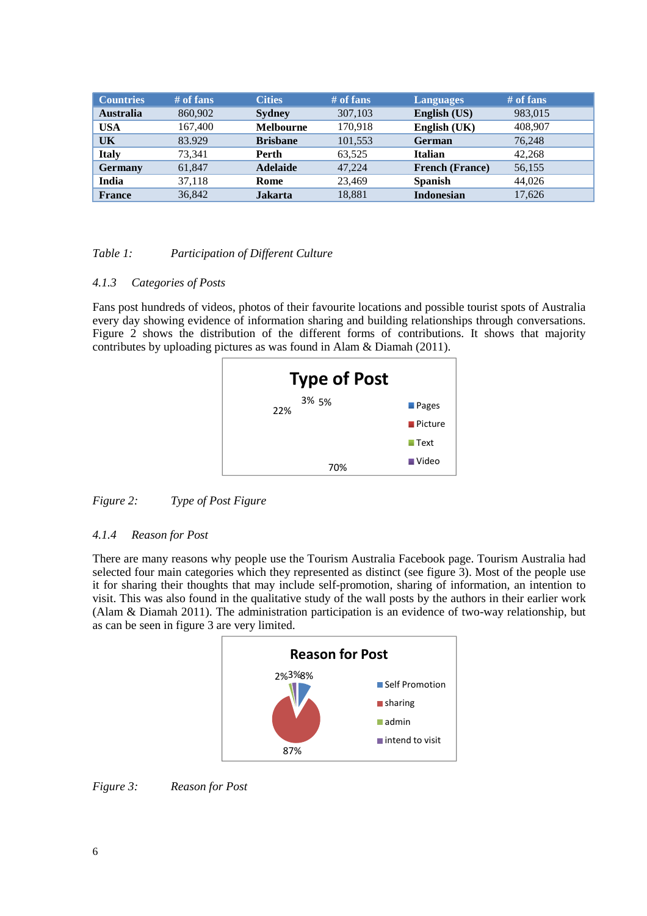| Countries | # of fans | Cities | # of fans | Languages | # of fans |
|---|---|---|---|---|---|
| **Australia** | 860,902 | **Sydney** | 307,103 | **English (US)** | 983,015 |
| **USA** | 167,400 | **Melbourne** | 170,918 | **English (UK)** | 408,907 |
| **UK** | 83.929 | **Brisbane** | 101,553 | **German** | 76,248 |
| **Italy** | 73,341 | **Perth** | 63,525 | **Italian** | 42,268 |
| **Germany** | 61,847 | **Adelaide** | 47,224 | **French (France)** | 56,155 |
| **India** | 37,118 | **Rome** | 23,469 | **Spanish** | 44,026 |
| **France** | 36,842 | **Jakarta** | 18,881 | **Indonesian** | 17,626 |

*Table 1: Participation of Different Culture*

#### *4.1.3 Categories of Posts*

Fans post hundreds of videos, photos of their favourite locations and possible tourist spots of Australia every day showing evidence of information sharing and building relationships through conversations. Figure 2 shows the distribution of the different forms of contributions. It shows that majority contributes by uploading pictures as was found in Alam & Diamah (2011).

**Type of Post**

| Type | Share |
|---|---|
| Pages | 22% |
| Picture | 70% |
| Text | 5% |
| Video | 3% |

*Figure 2: Type of Post Figure*

#### *4.1.4 Reason for Post*

There are many reasons why people use the Tourism Australia Facebook page. Tourism Australia had selected four main categories which they represented as distinct (see figure 3). Most of the people use it for sharing their thoughts that may include self-promotion, sharing of information, an intention to visit. This was also found in the qualitative study of the wall posts by the authors in their earlier work (Alam & Diamah 2011). The administration participation is an evidence of two-way relationship, but as can be seen in figure 3 are very limited.

**Reason for Post**

| Reason | Share |
|---|---|
| Self Promotion | 8% |
| sharing | 87% |
| admin | 2% |
| intend to visit | 3% |

*Figure 3: Reason for Post*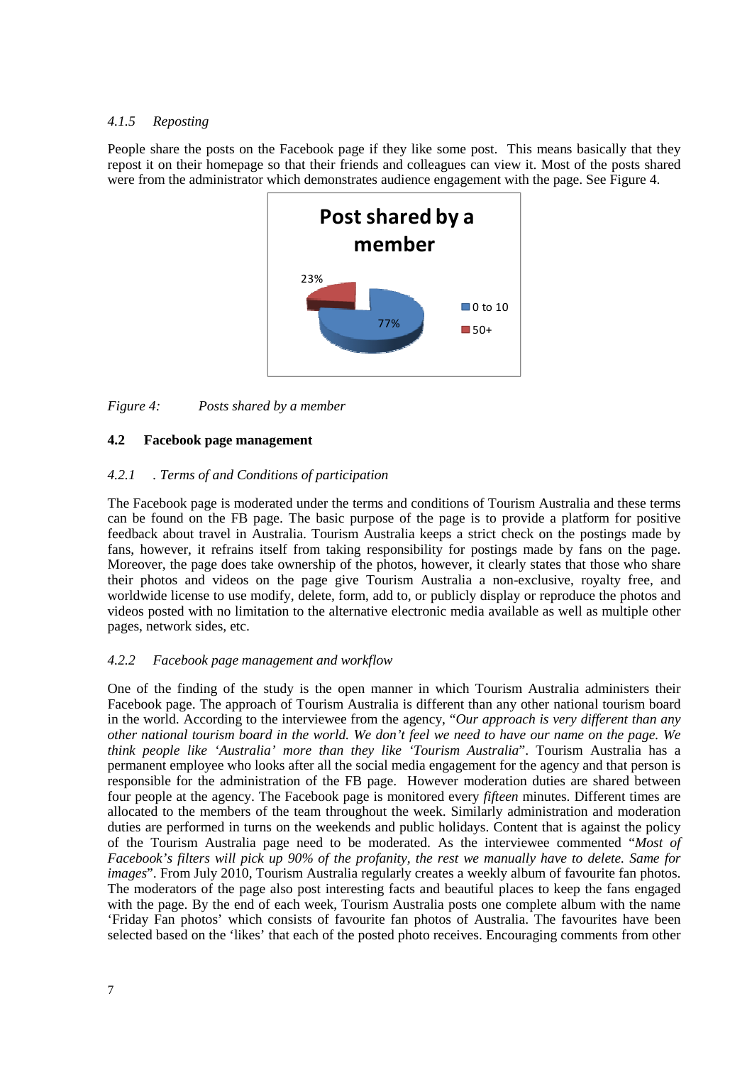#### *4.1.5 Reposting*

People share the posts on the Facebook page if they like some post. This means basically that they repost it on their homepage so that their friends and colleagues can view it. Most of the posts shared were from the administrator which demonstrates audience engagement with the page. See Figure 4.

*Figure 4: Posts shared by a member*

### 4.2 Facebook page management

#### *4.2.1 . Terms of and Conditions of participation*

The Facebook page is moderated under the terms and conditions of Tourism Australia and these terms can be found on the FB page. The basic purpose of the page is to provide a platform for positive feedback about travel in Australia. Tourism Australia keeps a strict check on the postings made by fans, however, it refrains itself from taking responsibility for postings made by fans on the page. Moreover, the page does take ownership of the photos, however, it clearly states that those who share their photos and videos on the page give Tourism Australia a non-exclusive, royalty free, and worldwide license to use modify, delete, form, add to, or publicly display or reproduce the photos and videos posted with no limitation to the alternative electronic media available as well as multiple other pages, network sides, etc.

#### *4.2.2 Facebook page management and workflow*

One of the finding of the study is the open manner in which Tourism Australia administers their Facebook page. The approach of Tourism Australia is different than any other national tourism board in the world. According to the interviewee from the agency, "*Our approach is very different than any other national tourism board in the world. We don't feel we need to have our name on the page. We think people like 'Australia' more than they like 'Tourism Australia*". Tourism Australia has a permanent employee who looks after all the social media engagement for the agency and that person is responsible for the administration of the FB page. However moderation duties are shared between four people at the agency. The Facebook page is monitored every *fifteen* minutes. Different times are allocated to the members of the team throughout the week. Similarly administration and moderation duties are performed in turns on the weekends and public holidays. Content that is against the policy of the Tourism Australia page need to be moderated. As the interviewee commented "*Most of Facebook's filters will pick up 90% of the profanity, the rest we manually have to delete. Same for images*". From July 2010, Tourism Australia regularly creates a weekly album of favourite fan photos. The moderators of the page also post interesting facts and beautiful places to keep the fans engaged with the page. By the end of each week, Tourism Australia posts one complete album with the name 'Friday Fan photos' which consists of favourite fan photos of Australia. The favourites have been selected based on the 'likes' that each of the posted photo receives. Encouraging comments from other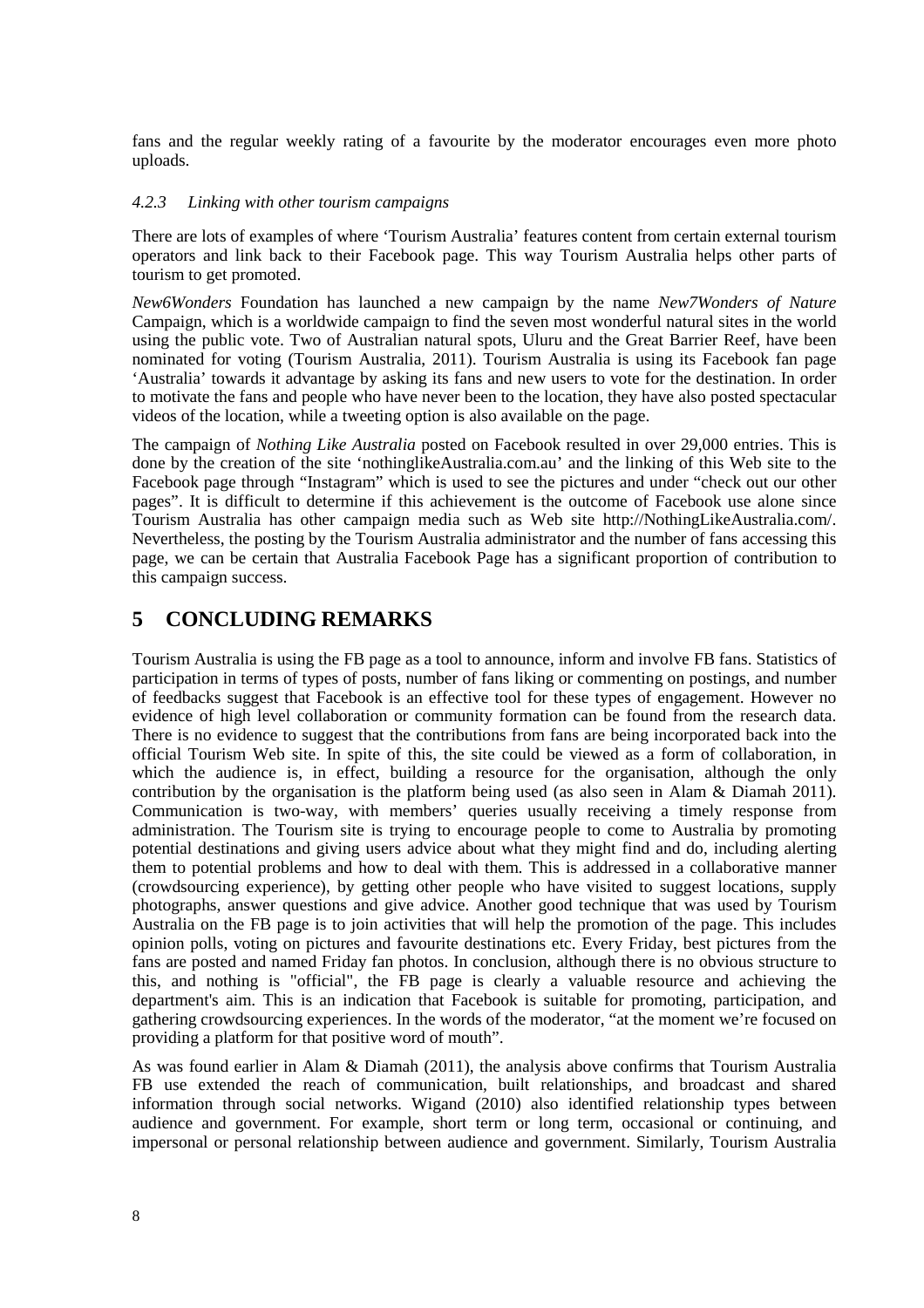fans and the regular weekly rating of a favourite by the moderator encourages even more photo uploads.

#### *4.2.3 Linking with other tourism campaigns*

There are lots of examples of where 'Tourism Australia' features content from certain external tourism operators and link back to their Facebook page. This way Tourism Australia helps other parts of tourism to get promoted.

*New6Wonders* Foundation has launched a new campaign by the name *New7Wonders of Nature* Campaign, which is a worldwide campaign to find the seven most wonderful natural sites in the world using the public vote. Two of Australian natural spots, Uluru and the Great Barrier Reef, have been nominated for voting (Tourism Australia, 2011). Tourism Australia is using its Facebook fan page 'Australia' towards it advantage by asking its fans and new users to vote for the destination. In order to motivate the fans and people who have never been to the location, they have also posted spectacular videos of the location, while a tweeting option is also available on the page.

The campaign of *Nothing Like Australia* posted on Facebook resulted in over 29,000 entries. This is done by the creation of the site 'nothinglikeAustralia.com.au' and the linking of this Web site to the Facebook page through "Instagram" which is used to see the pictures and under "check out our other pages". It is difficult to determine if this achievement is the outcome of Facebook use alone since Tourism Australia has other campaign media such as Web site http://NothingLikeAustralia.com/. Nevertheless, the posting by the Tourism Australia administrator and the number of fans accessing this page, we can be certain that Australia Facebook Page has a significant proportion of contribution to this campaign success.

## 5 CONCLUDING REMARKS

Tourism Australia is using the FB page as a tool to announce, inform and involve FB fans. Statistics of participation in terms of types of posts, number of fans liking or commenting on postings, and number of feedbacks suggest that Facebook is an effective tool for these types of engagement. However no evidence of high level collaboration or community formation can be found from the research data. There is no evidence to suggest that the contributions from fans are being incorporated back into the official Tourism Web site. In spite of this, the site could be viewed as a form of collaboration, in which the audience is, in effect, building a resource for the organisation, although the only contribution by the organisation is the platform being used (as also seen in Alam & Diamah 2011). Communication is two-way, with members' queries usually receiving a timely response from administration. The Tourism site is trying to encourage people to come to Australia by promoting potential destinations and giving users advice about what they might find and do, including alerting them to potential problems and how to deal with them. This is addressed in a collaborative manner (crowdsourcing experience), by getting other people who have visited to suggest locations, supply photographs, answer questions and give advice. Another good technique that was used by Tourism Australia on the FB page is to join activities that will help the promotion of the page. This includes opinion polls, voting on pictures and favourite destinations etc. Every Friday, best pictures from the fans are posted and named Friday fan photos. In conclusion, although there is no obvious structure to this, and nothing is "official", the FB page is clearly a valuable resource and achieving the department's aim. This is an indication that Facebook is suitable for promoting, participation, and gathering crowdsourcing experiences. In the words of the moderator, "at the moment we're focused on providing a platform for that positive word of mouth".

As was found earlier in Alam & Diamah (2011), the analysis above confirms that Tourism Australia FB use extended the reach of communication, built relationships, and broadcast and shared information through social networks. Wigand (2010) also identified relationship types between audience and government. For example, short term or long term, occasional or continuing, and impersonal or personal relationship between audience and government. Similarly, Tourism Australia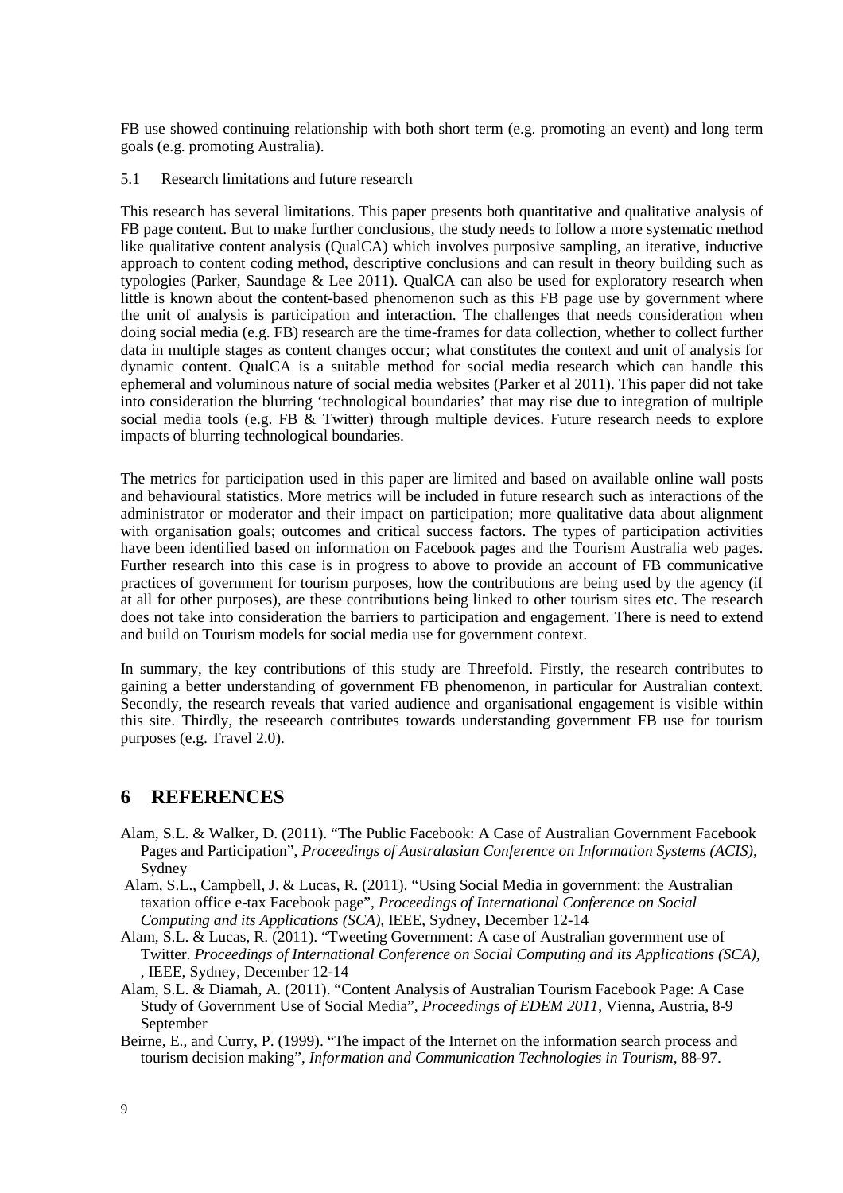FB use showed continuing relationship with both short term (e.g. promoting an event) and long term goals (e.g. promoting Australia).

### 5.1 Research limitations and future research

This research has several limitations. This paper presents both quantitative and qualitative analysis of FB page content. But to make further conclusions, the study needs to follow a more systematic method like qualitative content analysis (QualCA) which involves purposive sampling, an iterative, inductive approach to content coding method, descriptive conclusions and can result in theory building such as typologies (Parker, Saundage & Lee 2011). QualCA can also be used for exploratory research when little is known about the content-based phenomenon such as this FB page use by government where the unit of analysis is participation and interaction. The challenges that needs consideration when doing social media (e.g. FB) research are the time-frames for data collection, whether to collect further data in multiple stages as content changes occur; what constitutes the context and unit of analysis for dynamic content. QualCA is a suitable method for social media research which can handle this ephemeral and voluminous nature of social media websites (Parker et al 2011). This paper did not take into consideration the blurring 'technological boundaries' that may rise due to integration of multiple social media tools (e.g. FB & Twitter) through multiple devices. Future research needs to explore impacts of blurring technological boundaries.

The metrics for participation used in this paper are limited and based on available online wall posts and behavioural statistics. More metrics will be included in future research such as interactions of the administrator or moderator and their impact on participation; more qualitative data about alignment with organisation goals; outcomes and critical success factors. The types of participation activities have been identified based on information on Facebook pages and the Tourism Australia web pages. Further research into this case is in progress to above to provide an account of FB communicative practices of government for tourism purposes, how the contributions are being used by the agency (if at all for other purposes), are these contributions being linked to other tourism sites etc. The research does not take into consideration the barriers to participation and engagement. There is need to extend and build on Tourism models for social media use for government context.

In summary, the key contributions of this study are Threefold. Firstly, the research contributes to gaining a better understanding of government FB phenomenon, in particular for Australian context. Secondly, the research reveals that varied audience and organisational engagement is visible within this site. Thirdly, the reseearch contributes towards understanding government FB use for tourism purposes (e.g. Travel 2.0).

# 6 REFERENCES

Alam, S.L. & Walker, D. (2011). "The Public Facebook: A Case of Australian Government Facebook Pages and Participation", *Proceedings of Australasian Conference on Information Systems (ACIS)*, Sydney

Alam, S.L., Campbell, J. & Lucas, R. (2011). "Using Social Media in government: the Australian taxation office e-tax Facebook page", *Proceedings of International Conference on Social Computing and its Applications (SCA)*, IEEE, Sydney, December 12-14

Alam, S.L. & Lucas, R. (2011). "Tweeting Government: A case of Australian government use of Twitter. *Proceedings of International Conference on Social Computing and its Applications (SCA)*, , IEEE, Sydney, December 12-14

Alam, S.L. & Diamah, A. (2011). "Content Analysis of Australian Tourism Facebook Page: A Case Study of Government Use of Social Media", *Proceedings of EDEM 2011*, Vienna, Austria, 8-9 September

Beirne, E., and Curry, P. (1999). "The impact of the Internet on the information search process and tourism decision making", *Information and Communication Technologies in Tourism*, 88-97.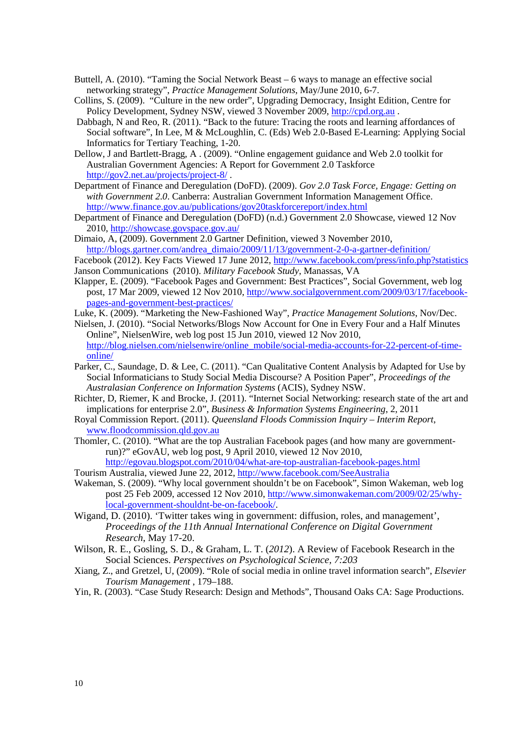Buttell, A. (2010). "Taming the Social Network Beast – 6 ways to manage an effective social networking strategy", *Practice Management Solutions*, May/June 2010, 6-7.

Collins, S. (2009). "Culture in the new order", Upgrading Democracy, Insight Edition, Centre for Policy Development, Sydney NSW, viewed 3 November 2009, http://cpd.org.au .

Dabbagh, N and Reo, R. (2011). "Back to the future: Tracing the roots and learning affordances of Social software", In Lee, M & McLoughlin, C. (Eds) Web 2.0-Based E-Learning: Applying Social Informatics for Tertiary Teaching, 1-20.

Dellow, J and Bartlett-Bragg, A . (2009). "Online engagement guidance and Web 2.0 toolkit for Australian Government Agencies: A Report for Government 2.0 Taskforce http://gov2.net.au/projects/project-8/ .

Department of Finance and Deregulation (DoFD). (2009). *Gov 2.0 Task Force, Engage: Getting on with Government 2.0*. Canberra: Australian Government Information Management Office. http://www.finance.gov.au/publications/gov20taskforcereport/index.html

Department of Finance and Deregulation (DoFD) (n.d.) Government 2.0 Showcase, viewed 12 Nov 2010, http://showcase.govspace.gov.au/

Dimaio, A, (2009). Government 2.0 Gartner Definition, viewed 3 November 2010, http://blogs.gartner.com/andrea_dimaio/2009/11/13/government-2-0-a-gartner-definition/

Facebook (2012). Key Facts Viewed 17 June 2012, http://www.facebook.com/press/info.php?statistics

Janson Communications (2010). *Military Facebook Study*, Manassas, VA

Klapper, E. (2009). "Facebook Pages and Government: Best Practices", Social Government, web log post, 17 Mar 2009, viewed 12 Nov 2010, http://www.socialgovernment.com/2009/03/17/facebook-pages-and-government-best-practices/

Luke, K. (2009). "Marketing the New-Fashioned Way", *Practice Management Solutions*, Nov/Dec.

Nielsen, J. (2010). "Social Networks/Blogs Now Account for One in Every Four and a Half Minutes Online", NielsenWire, web log post 15 Jun 2010, viewed 12 Nov 2010, http://blog.nielsen.com/nielsenwire/online_mobile/social-media-accounts-for-22-percent-of-time-online/

Parker, C., Saundage, D. & Lee, C. (2011). "Can Qualitative Content Analysis by Adapted for Use by Social Informaticians to Study Social Media Discourse? A Position Paper", *Proceedings of the Australasian Conference on Information Systems* (ACIS), Sydney NSW.

Richter, D, Riemer, K and Brocke, J. (2011). "Internet Social Networking: research state of the art and implications for enterprise 2.0", *Business & Information Systems Engineering*, 2, 2011

Royal Commission Report. (2011). *Queensland Floods Commission Inquiry – Interim Report*, www.floodcommission.qld.gov.au

Thomler, C. (2010). "What are the top Australian Facebook pages (and how many are government-run)?" eGovAU, web log post, 9 April 2010, viewed 12 Nov 2010, http://egovau.blogspot.com/2010/04/what-are-top-australian-facebook-pages.html

Tourism Australia, viewed June 22, 2012, http://www.facebook.com/SeeAustralia

Wakeman, S. (2009). "Why local government shouldn't be on Facebook", Simon Wakeman, web log post 25 Feb 2009, accessed 12 Nov 2010, http://www.simonwakeman.com/2009/02/25/why-local-government-shouldnt-be-on-facebook/.

Wigand, D. (2010). 'Twitter takes wing in government: diffusion, roles, and management', *Proceedings of the 11th Annual International Conference on Digital Government Research*, May 17-20.

Wilson, R. E., Gosling, S. D., & Graham, L. T. (*2012*). A Review of Facebook Research in the Social Sciences. *Perspectives on Psychological Science, 7:203*

Xiang, Z., and Gretzel, U, (2009). "Role of social media in online travel information search", *Elsevier Tourism Management* , 179–188.

Yin, R. (2003). "Case Study Research: Design and Methods", Thousand Oaks CA: Sage Productions.